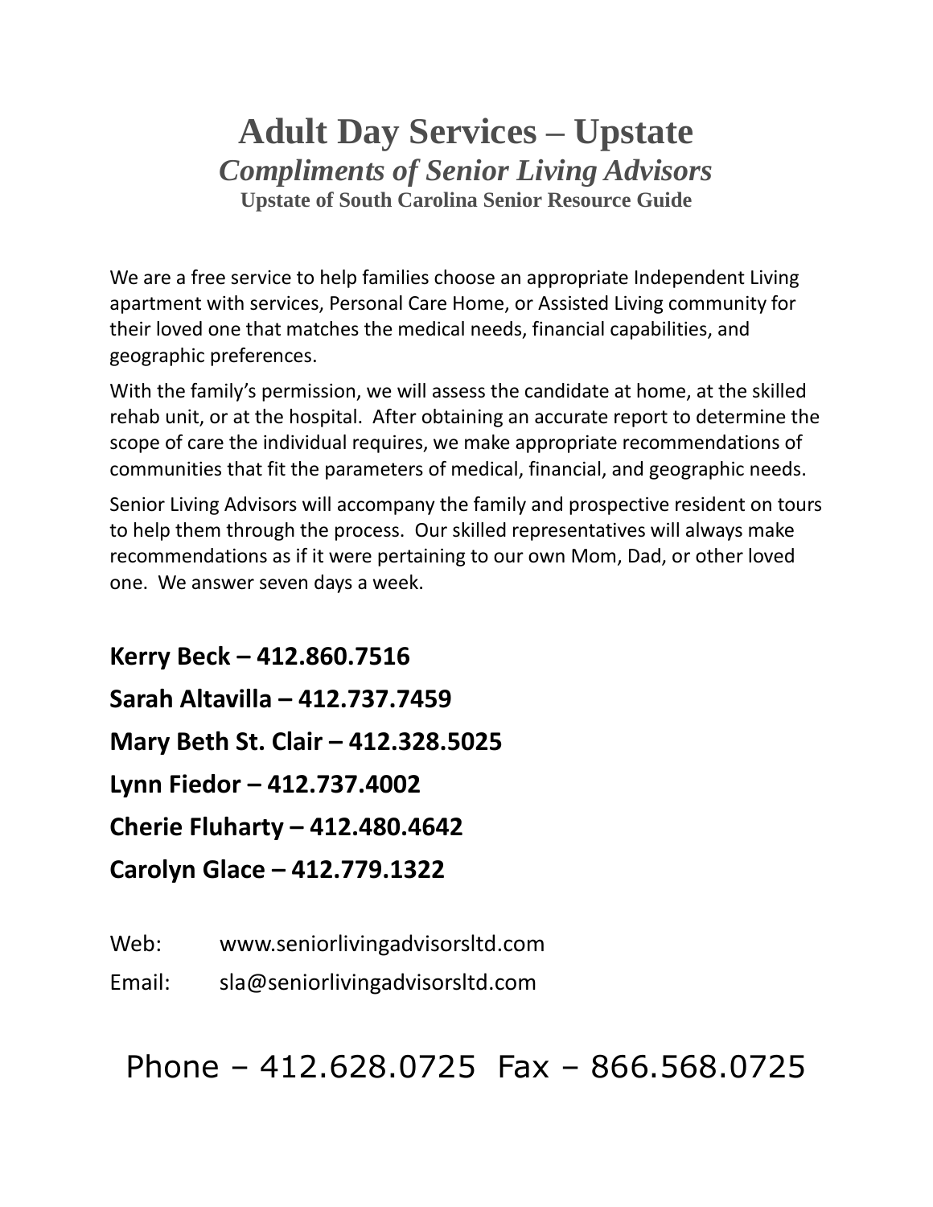# Adult Day Services – Upstate

## *Compliments of Senior Living Advisors*

### Upstate of South Carolina Senior Resource Guide

We are a free service to help families choose an appropriate Independent Living apartment with services, Personal Care Home, or Assisted Living community for their loved one that matches the medical needs, financial capabilities, and geographic preferences.

With the family's permission, we will assess the candidate at home, at the skilled rehab unit, or at the hospital. After obtaining an accurate report to determine the scope of care the individual requires, we make appropriate recommendations of communities that fit the parameters of medical, financial, and geographic needs.

Senior Living Advisors will accompany the family and prospective resident on tours to help them through the process. Our skilled representatives will always make recommendations as if it were pertaining to our own Mom, Dad, or other loved one. We answer seven days a week.

**Kerry Beck – 412.860.7516**

**Sarah Altavilla – 412.737.7459**

**Mary Beth St. Clair – 412.328.5025**

**Lynn Fiedor – 412.737.4002**

**Cherie Fluharty – 412.480.4642**

**Carolyn Glace – 412.779.1322**

Web: www.seniorlivingadvisorsltd.com

Email: sla@seniorlivingadvisorsltd.com

Phone – 412.628.0725 Fax – 866.568.0725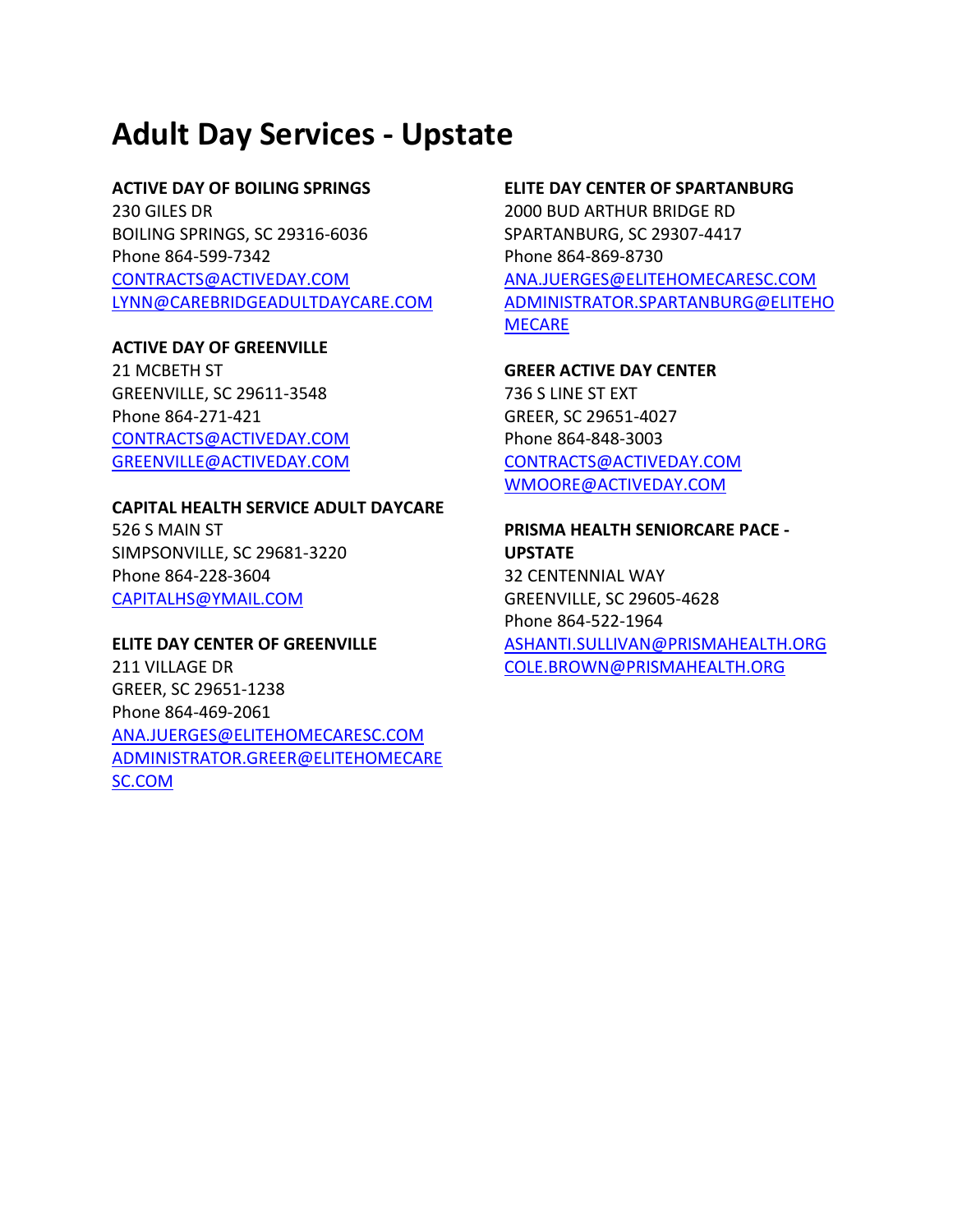# Adult Day Services - Upstate

**ACTIVE DAY OF BOILING SPRINGS**
230 GILES DR
BOILING SPRINGS, SC 29316-6036
Phone 864-599-7342
CONTRACTS@ACTIVEDAY.COM
LYNN@CAREBRIDGEADULTDAYCARE.COM

**ACTIVE DAY OF GREENVILLE**
21 MCBETH ST
GREENVILLE, SC 29611-3548
Phone 864-271-421
CONTRACTS@ACTIVEDAY.COM
GREENVILLE@ACTIVEDAY.COM

**CAPITAL HEALTH SERVICE ADULT DAYCARE**
526 S MAIN ST
SIMPSONVILLE, SC 29681-3220
Phone 864-228-3604
CAPITALHS@YMAIL.COM

**ELITE DAY CENTER OF GREENVILLE**
211 VILLAGE DR
GREER, SC 29651-1238
Phone 864-469-2061
ANA.JUERGES@ELITEHOMECARESC.COM
ADMINISTRATOR.GREER@ELITEHOMECARESC.COM

**ELITE DAY CENTER OF SPARTANBURG**
2000 BUD ARTHUR BRIDGE RD
SPARTANBURG, SC 29307-4417
Phone 864-869-8730
ANA.JUERGES@ELITEHOMECARESC.COM
ADMINISTRATOR.SPARTANBURG@ELITEHOMECARE

**GREER ACTIVE DAY CENTER**
736 S LINE ST EXT
GREER, SC 29651-4027
Phone 864-848-3003
CONTRACTS@ACTIVEDAY.COM
WMOORE@ACTIVEDAY.COM

**PRISMA HEALTH SENIORCARE PACE - UPSTATE**
32 CENTENNIAL WAY
GREENVILLE, SC 29605-4628
Phone 864-522-1964
ASHANTI.SULLIVAN@PRISMAHEALTH.ORG
COLE.BROWN@PRISMAHEALTH.ORG